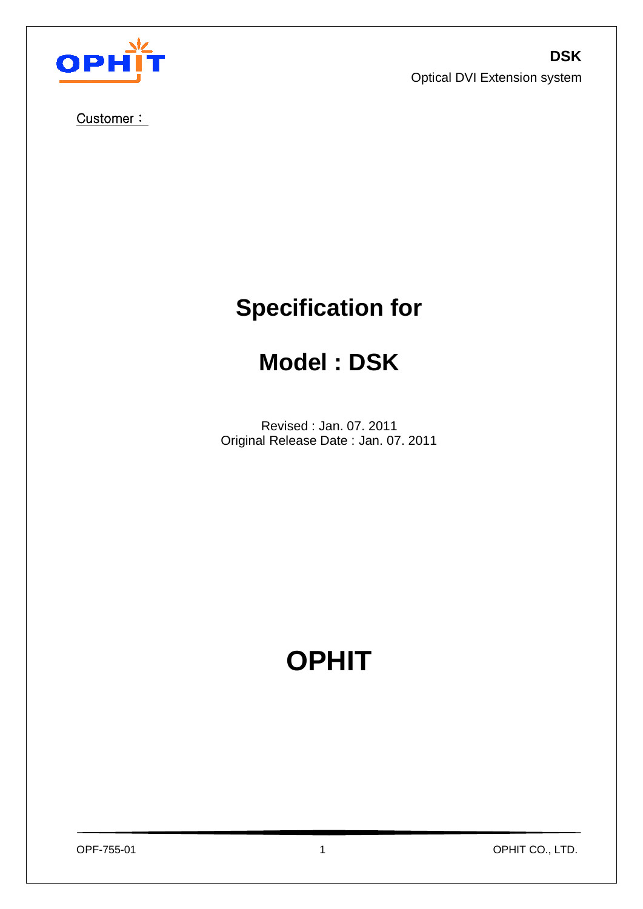**DSK**

Optical DVI Extension system

Customer：

# Specification for

# Model : DSK

Revised : Jan. 07. 2011
Original Release Date : Jan. 07. 2011

# OPHIT

OPF-755-01

OPHIT CO., LTD.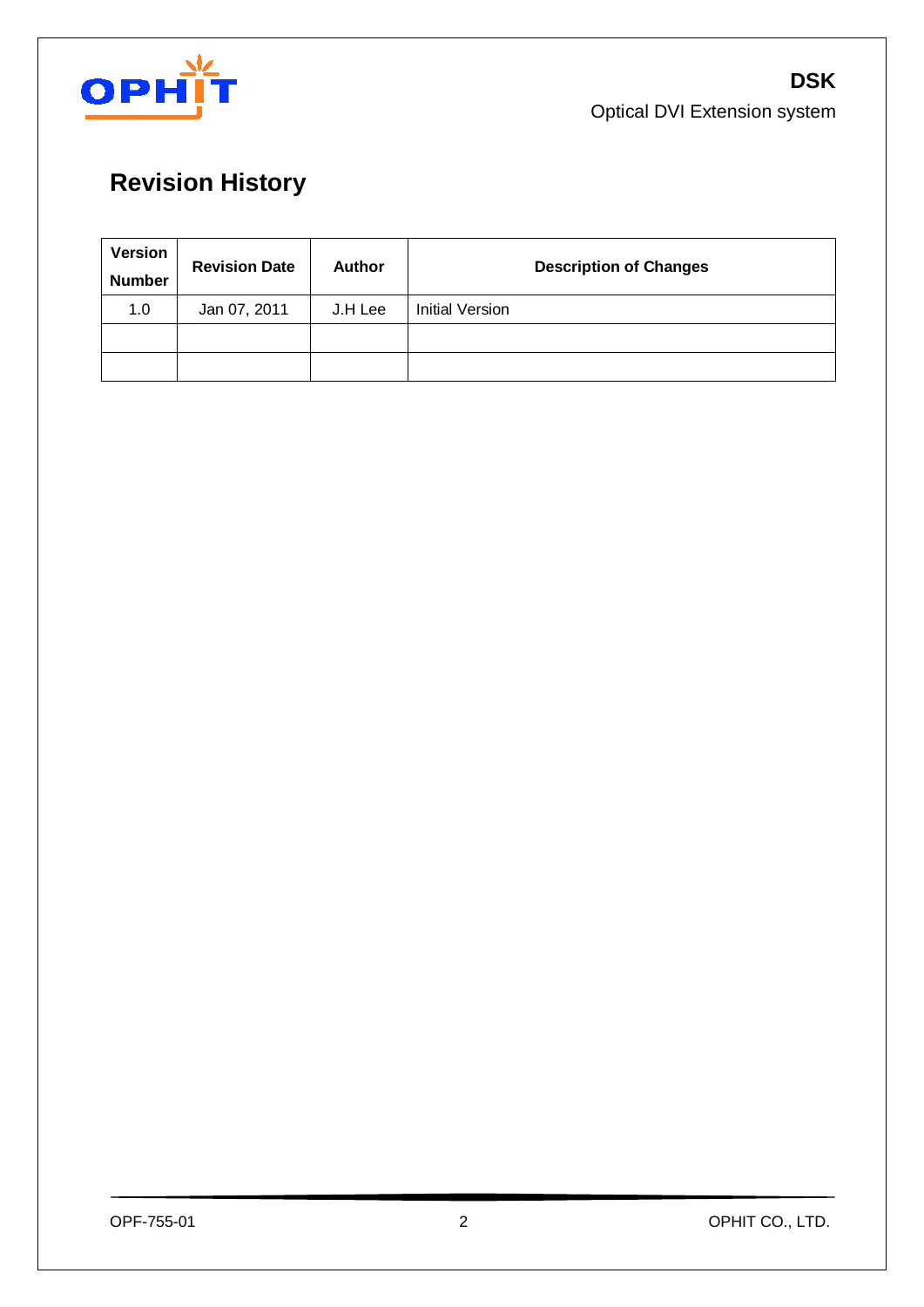# Revision History

| Version Number | Revision Date | Author | Description of Changes |
| --- | --- | --- | --- |
| 1.0 | Jan 07, 2011 | J.H Lee | Initial Version |
| | | | |
| | | | |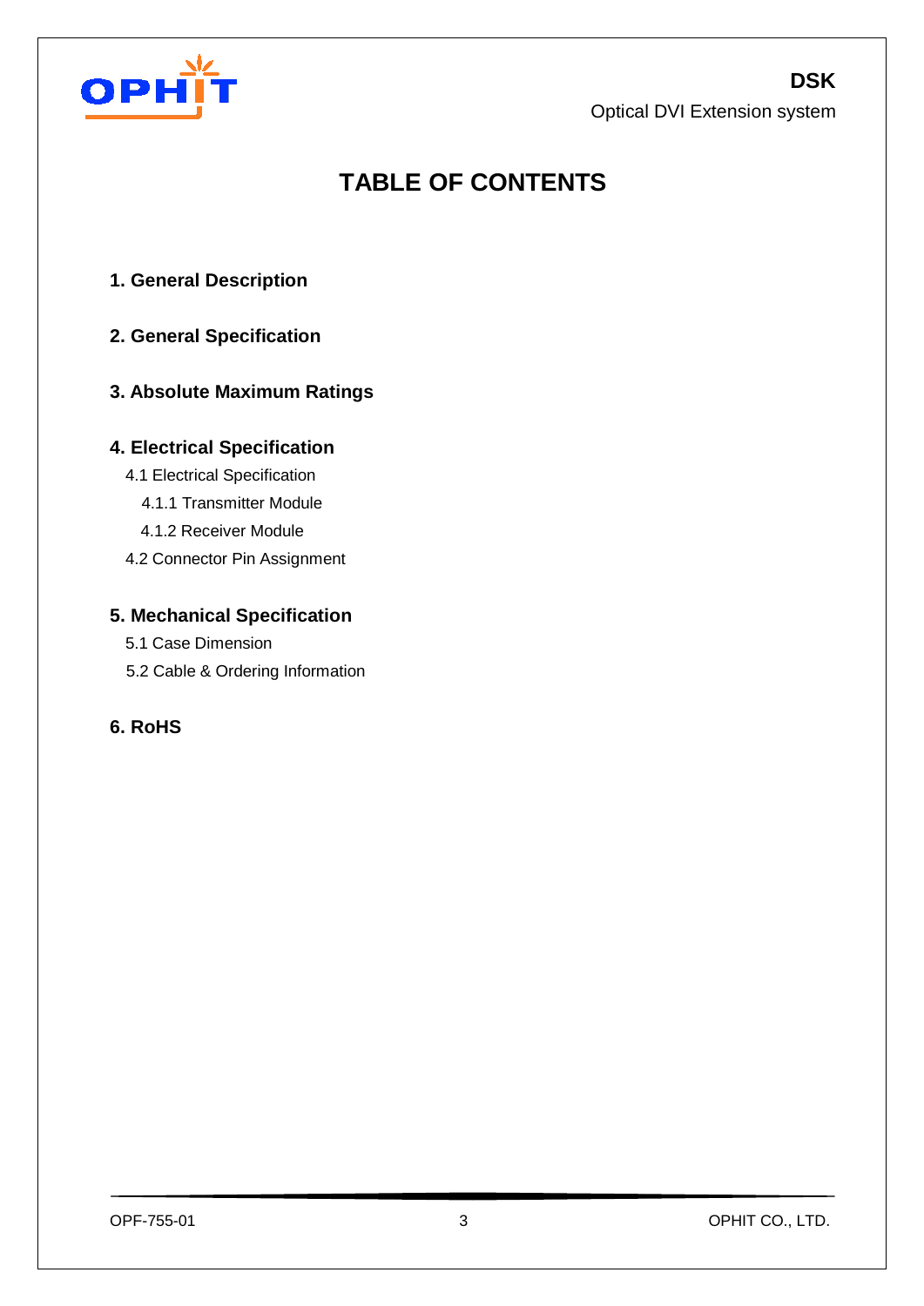# TABLE OF CONTENTS

**1. General Description**

**2. General Specification**

**3. Absolute Maximum Ratings**

**4. Electrical Specification**

- 4.1 Electrical Specification
  - 4.1.1 Transmitter Module
  - 4.1.2 Receiver Module
- 4.2 Connector Pin Assignment

**5. Mechanical Specification**

- 5.1 Case Dimension
- 5.2 Cable & Ordering Information

**6. RoHS**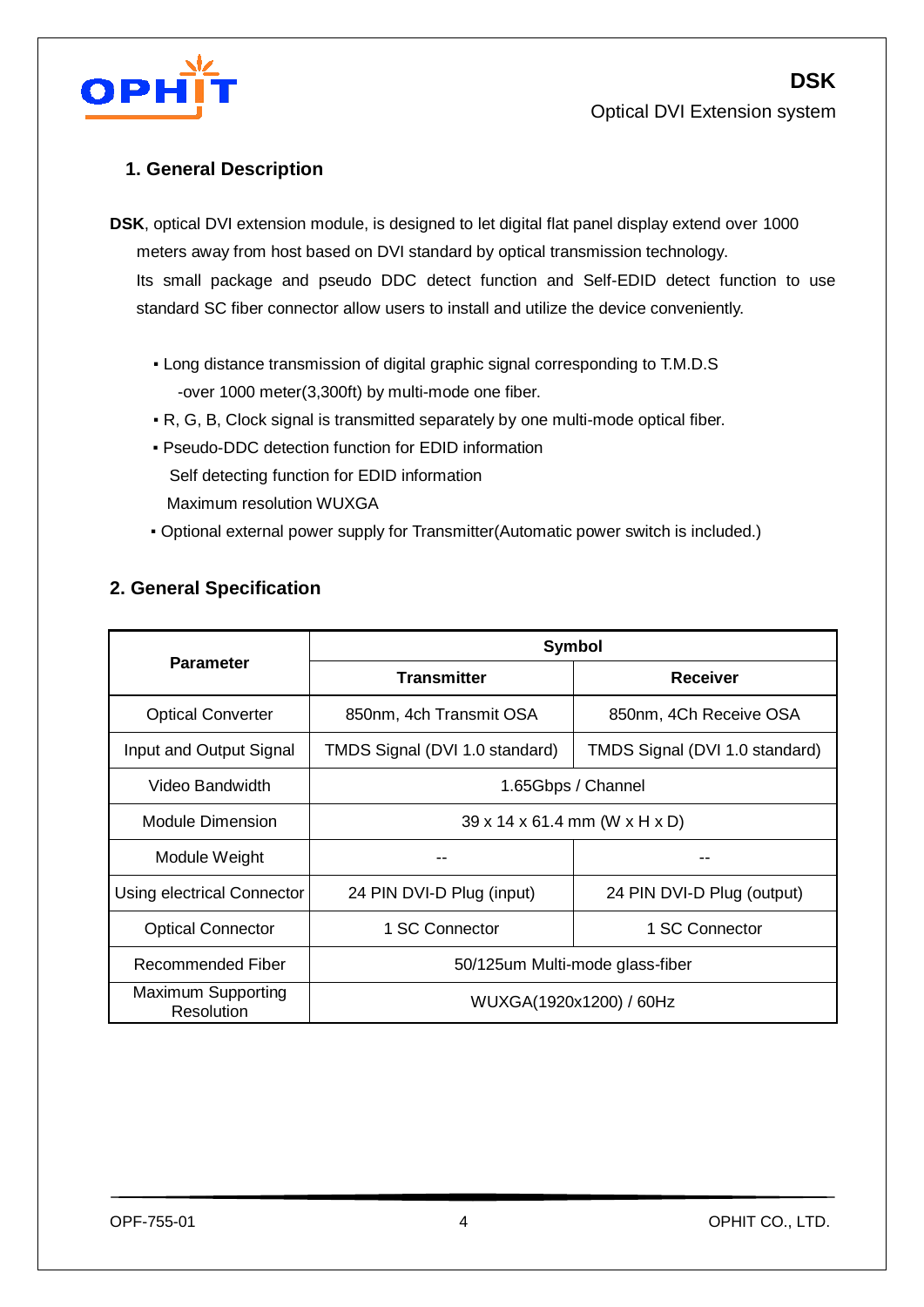## 1. General Description

**DSK**, optical DVI extension module, is designed to let digital flat panel display extend over 1000 meters away from host based on DVI standard by optical transmission technology.
Its small package and pseudo DDC detect function and Self-EDID detect function to use standard SC fiber connector allow users to install and utilize the device conveniently.

- Long distance transmission of digital graphic signal corresponding to T.M.D.S -over 1000 meter(3,300ft) by multi-mode one fiber.
- R, G, B, Clock signal is transmitted separately by one multi-mode optical fiber.
- Pseudo-DDC detection function for EDID information
  Self detecting function for EDID information
  Maximum resolution WUXGA
- Optional external power supply for Transmitter(Automatic power switch is included.)

## 2. General Specification

| Parameter | Symbol | |
|---|---|---|
| | **Transmitter** | **Receiver** |
| Optical Converter | 850nm, 4ch Transmit OSA | 850nm, 4Ch Receive OSA |
| Input and Output Signal | TMDS Signal (DVI 1.0 standard) | TMDS Signal (DVI 1.0 standard) |
| Video Bandwidth | 1.65Gbps / Channel | |
| Module Dimension | 39 x 14 x 61.4 mm (W x H x D) | |
| Module Weight | -- | -- |
| Using electrical Connector | 24 PIN DVI-D Plug (input) | 24 PIN DVI-D Plug (output) |
| Optical Connector | 1 SC Connector | 1 SC Connector |
| Recommended Fiber | 50/125um Multi-mode glass-fiber | |
| Maximum Supporting Resolution | WUXGA(1920x1200) / 60Hz | |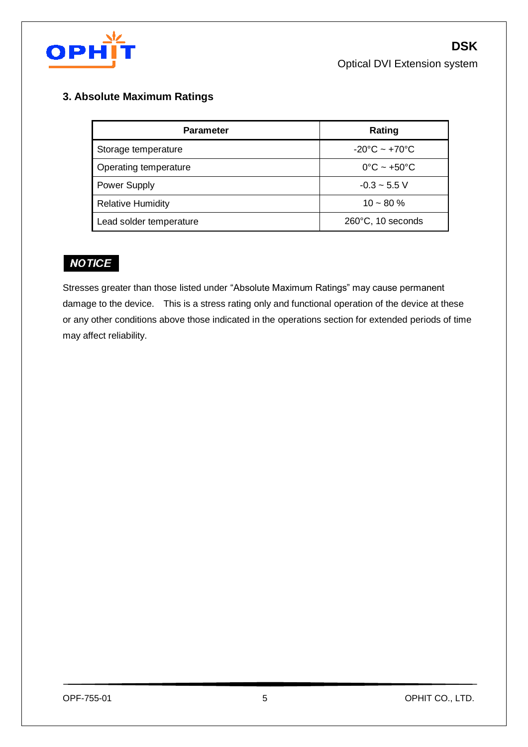## 3. Absolute Maximum Ratings

| Parameter | Rating |
|---|---|
| Storage temperature | -20°C ~ +70°C |
| Operating temperature | 0°C ~ +50°C |
| Power Supply | -0.3 ~ 5.5 V |
| Relative Humidity | 10 ~ 80 % |
| Lead solder temperature | 260°C, 10 seconds |

***NOTICE***

Stresses greater than those listed under "Absolute Maximum Ratings" may cause permanent damage to the device. This is a stress rating only and functional operation of the device at these or any other conditions above those indicated in the operations section for extended periods of time may affect reliability.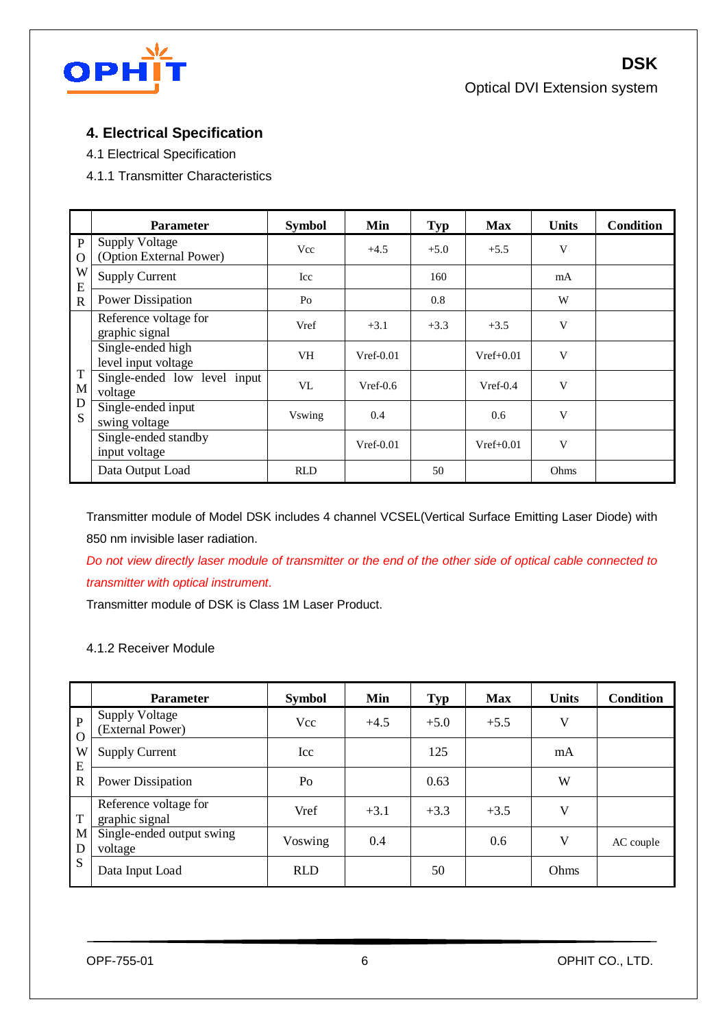## 4. Electrical Specification

4.1 Electrical Specification

4.1.1 Transmitter Characteristics

| | Parameter | Symbol | Min | Typ | Max | Units | Condition |
|---|---|---|---|---|---|---|---|
| POWER | Supply Voltage (Option External Power) | Vcc | +4.5 | +5.0 | +5.5 | V | |
| | Supply Current | Icc | | 160 | | mA | |
| | Power Dissipation | Po | | 0.8 | | W | |
| TMDS | Reference voltage for graphic signal | Vref | +3.1 | +3.3 | +3.5 | V | |
| | Single-ended high level input voltage | VH | Vref-0.01 | | Vref+0.01 | V | |
| | Single-ended low level input voltage | VL | Vref-0.6 | | Vref-0.4 | V | |
| | Single-ended input swing voltage | Vswing | 0.4 | | 0.6 | V | |
| | Single-ended standby input voltage | | Vref-0.01 | | Vref+0.01 | V | |
| | Data Output Load | RLD | | 50 | | Ohms | |

Transmitter module of Model DSK includes 4 channel VCSEL(Vertical Surface Emitting Laser Diode) with 850 nm invisible laser radiation.

*Do not view directly laser module of transmitter or the end of the other side of optical cable connected to transmitter with optical instrument.*

Transmitter module of DSK is Class 1M Laser Product.

4.1.2 Receiver Module

| | Parameter | Symbol | Min | Typ | Max | Units | Condition |
|---|---|---|---|---|---|---|---|
| POWER | Supply Voltage (External Power) | Vcc | +4.5 | +5.0 | +5.5 | V | |
| | Supply Current | Icc | | 125 | | mA | |
| | Power Dissipation | Po | | 0.63 | | W | |
| TMDS | Reference voltage for graphic signal | Vref | +3.1 | +3.3 | +3.5 | V | |
| | Single-ended output swing voltage | Voswing | 0.4 | | 0.6 | V | AC couple |
| | Data Input Load | RLD | | 50 | | Ohms | |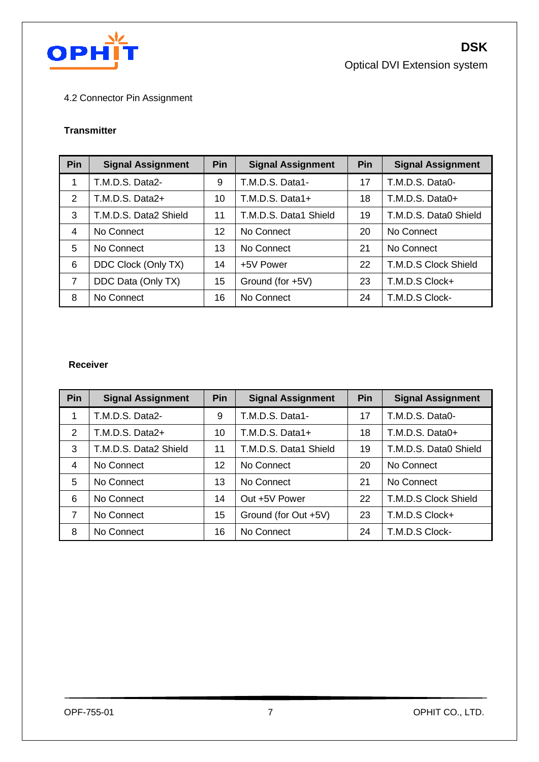4.2 Connector Pin Assignment

**Transmitter**

| Pin | Signal Assignment | Pin | Signal Assignment | Pin | Signal Assignment |
|---|---|---|---|---|---|
| 1 | T.M.D.S. Data2- | 9 | T.M.D.S. Data1- | 17 | T.M.D.S. Data0- |
| 2 | T.M.D.S. Data2+ | 10 | T.M.D.S. Data1+ | 18 | T.M.D.S. Data0+ |
| 3 | T.M.D.S. Data2 Shield | 11 | T.M.D.S. Data1 Shield | 19 | T.M.D.S. Data0 Shield |
| 4 | No Connect | 12 | No Connect | 20 | No Connect |
| 5 | No Connect | 13 | No Connect | 21 | No Connect |
| 6 | DDC Clock (Only TX) | 14 | +5V Power | 22 | T.M.D.S Clock Shield |
| 7 | DDC Data (Only TX) | 15 | Ground (for +5V) | 23 | T.M.D.S Clock+ |
| 8 | No Connect | 16 | No Connect | 24 | T.M.D.S Clock- |

**Receiver**

| Pin | Signal Assignment | Pin | Signal Assignment | Pin | Signal Assignment |
|---|---|---|---|---|---|
| 1 | T.M.D.S. Data2- | 9 | T.M.D.S. Data1- | 17 | T.M.D.S. Data0- |
| 2 | T.M.D.S. Data2+ | 10 | T.M.D.S. Data1+ | 18 | T.M.D.S. Data0+ |
| 3 | T.M.D.S. Data2 Shield | 11 | T.M.D.S. Data1 Shield | 19 | T.M.D.S. Data0 Shield |
| 4 | No Connect | 12 | No Connect | 20 | No Connect |
| 5 | No Connect | 13 | No Connect | 21 | No Connect |
| 6 | No Connect | 14 | Out +5V Power | 22 | T.M.D.S Clock Shield |
| 7 | No Connect | 15 | Ground (for Out +5V) | 23 | T.M.D.S Clock+ |
| 8 | No Connect | 16 | No Connect | 24 | T.M.D.S Clock- |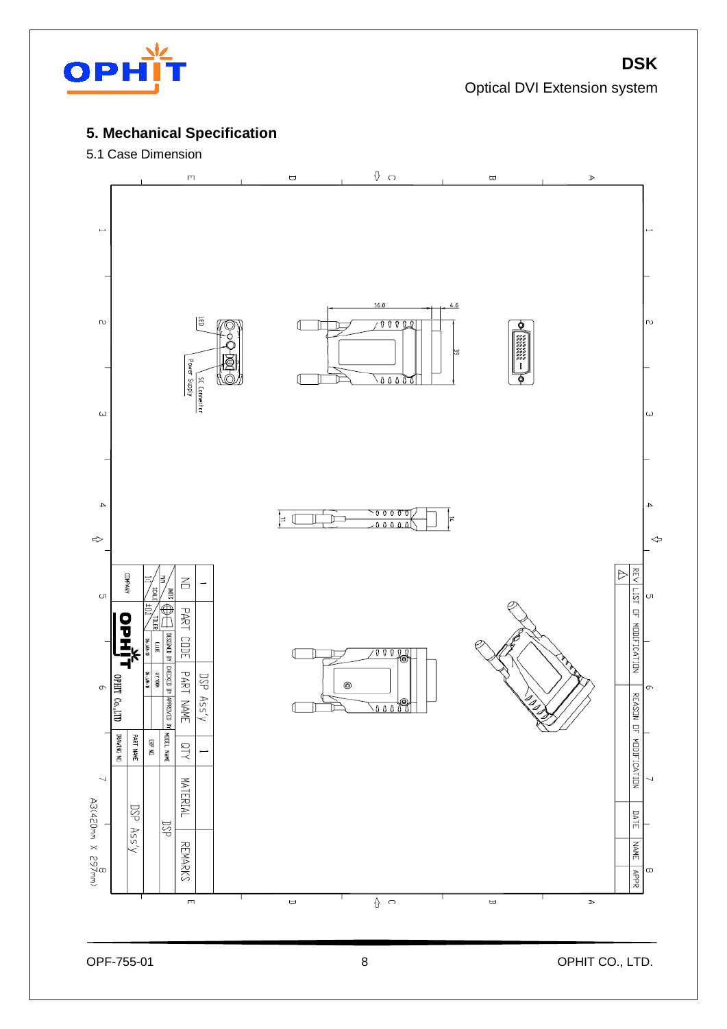## 5. Mechanical Specification

5.1 Case Dimension

LED

Power Supply

SC Connector

56.8

4.6

39

11

14

| NO | PART CODE | PART NAME | QTY | MATERIAL | REMARKS |
|---|---|---|---|---|---|
| 1 | | DSP Ass'y | 1 | | |

| UNITS | | DESIGNED BY | CHECKED BY | APPROVED BY | MODEL NAME | DSP |
|---|---|---|---|---|---|---|
| mm | | | | | ERP NO | |
| SCALE | TOLER | | | | PART NAME | DSP Ass'y |
| 1:1 | ±0.1 | | | | DRAWING NO | |

COMPANY: OPHIT Co.,LTD

| REV | LIST OF MODIFICATION | REASON OF MODIFICATION | DATE | NAME | APPR |
|---|---|---|---|---|---|

A3(420mm X 297mm)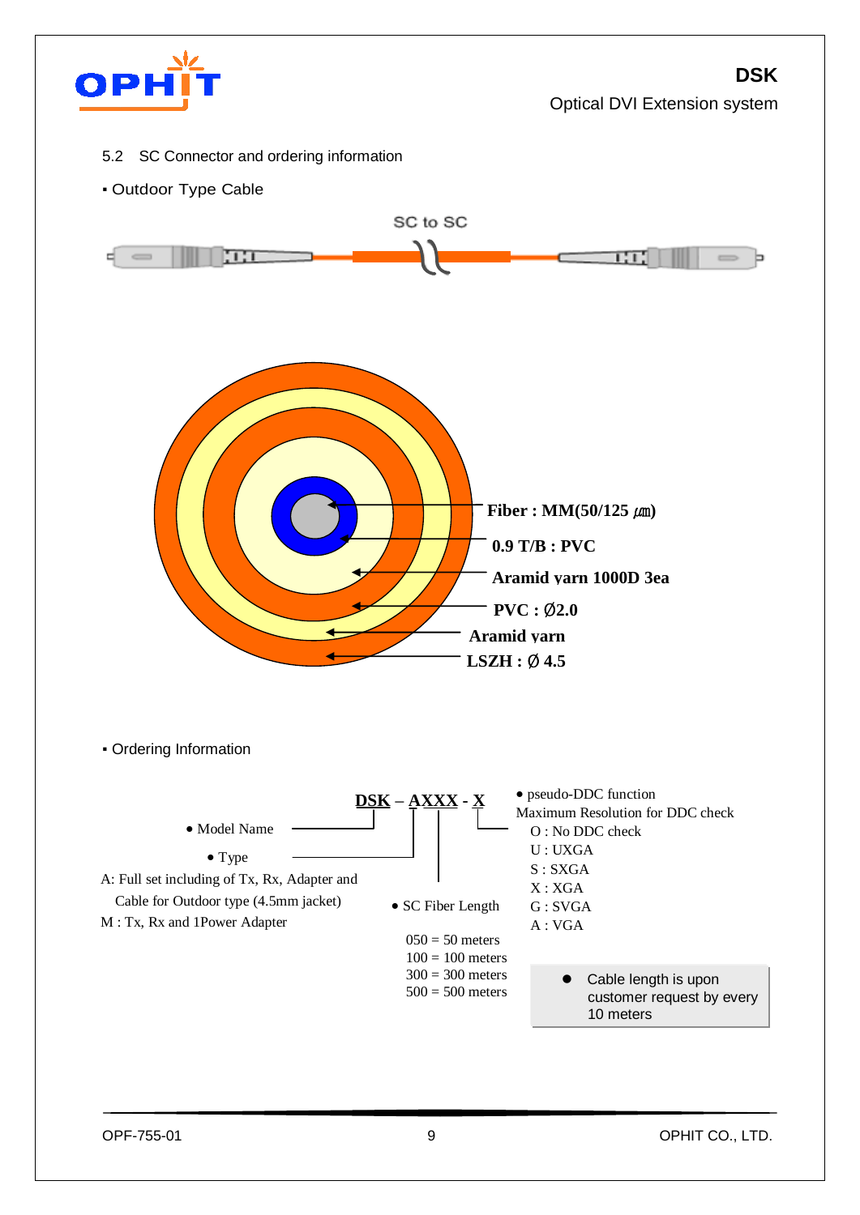## 5.2 SC Connector and ordering information

- Outdoor Type Cable

SC to SC

Fiber : MM(50/125 ㎛)

0.9 T/B : PVC

Aramid yarn 1000D 3ea

PVC : Ø2.0

Aramid yarn

LSZH : Ø 4.5

- Ordering Information

**DSK – AXXX - X**

- Model Name
- Type

A: Full set including of Tx, Rx, Adapter and Cable for Outdoor type (4.5mm jacket)

M : Tx, Rx and 1Power Adapter

- SC Fiber Length

050 = 50 meters
100 = 100 meters
300 = 300 meters
500 = 500 meters

- pseudo-DDC function

Maximum Resolution for DDC check

O : No DDC check
U : UXGA
S : SXGA
X : XGA
G : SVGA
A : VGA

- Cable length is upon customer request by every 10 meters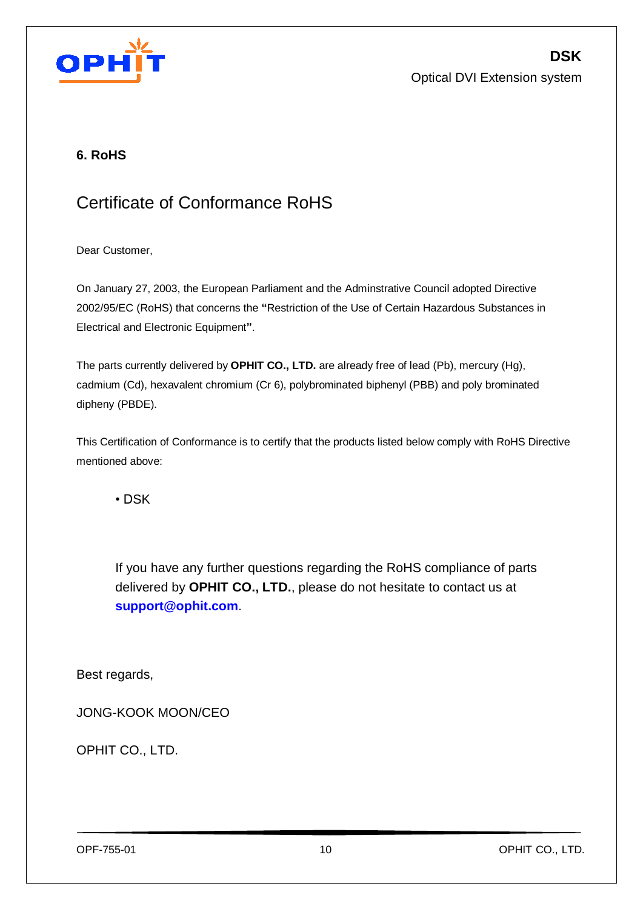## 6. RoHS

# Certificate of Conformance RoHS

Dear Customer,

On January 27, 2003, the European Parliament and the Adminstrative Council adopted Directive 2002/95/EC (RoHS) that concerns the **"**Restriction of the Use of Certain Hazardous Substances in Electrical and Electronic Equipment**"**.

The parts currently delivered by **OPHIT CO., LTD.** are already free of lead (Pb), mercury (Hg), cadmium (Cd), hexavalent chromium (Cr 6), polybrominated biphenyl (PBB) and poly brominated dipheny (PBDE).

This Certification of Conformance is to certify that the products listed below comply with RoHS Directive mentioned above:

- DSK

If you have any further questions regarding the RoHS compliance of parts delivered by **OPHIT CO., LTD.**, please do not hesitate to contact us at **support@ophit.com**.

Best regards,

JONG-KOOK MOON/CEO

OPHIT CO., LTD.

OPF-755-01